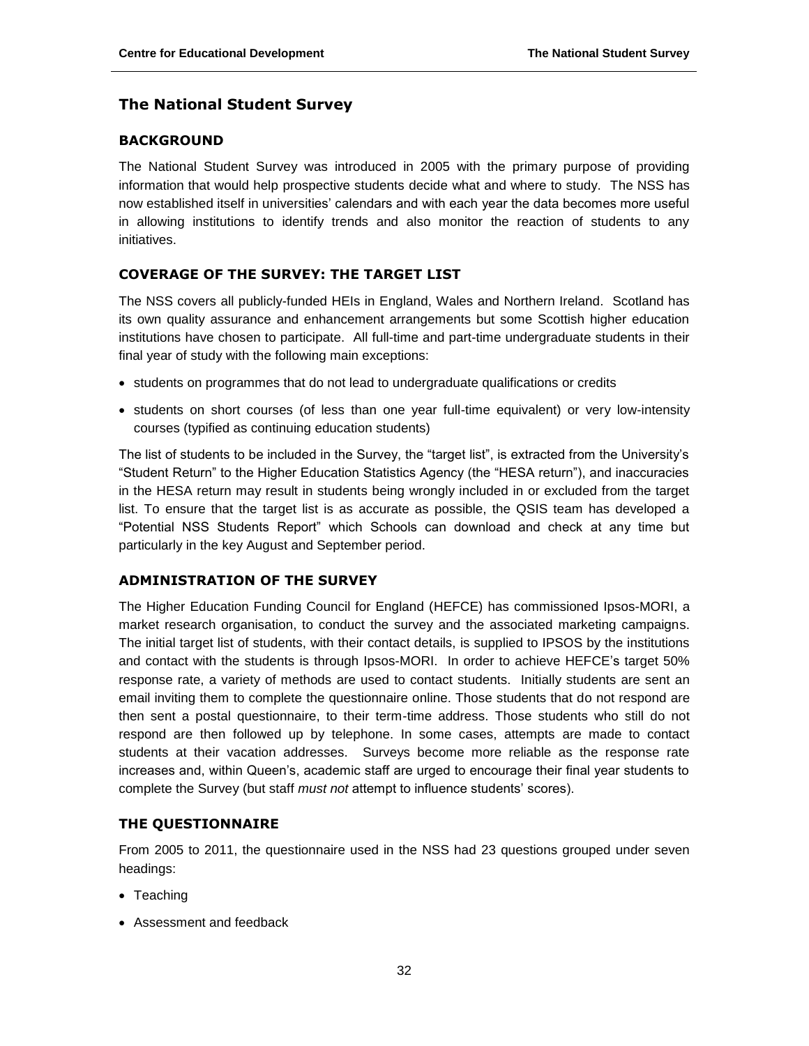## The National Student Survey

### BACKGROUND

The National Student Survey was introduced in 2005 with the primary purpose of providing information that would help prospective students decide what and where to study. The NSS has now established itself in universities' calendars and with each year the data becomes more useful in allowing institutions to identify trends and also monitor the reaction of students to any initiatives.

### COVERAGE OF THE SURVEY: THE TARGET LIST

The NSS covers all publicly-funded HEIs in England, Wales and Northern Ireland. Scotland has its own quality assurance and enhancement arrangements but some Scottish higher education institutions have chosen to participate. All full-time and part-time undergraduate students in their final year of study with the following main exceptions:

- students on programmes that do not lead to undergraduate qualifications or credits
- students on short courses (of less than one year full-time equivalent) or very low-intensity courses (typified as continuing education students)

The list of students to be included in the Survey, the "target list", is extracted from the University's "Student Return" to the Higher Education Statistics Agency (the "HESA return"), and inaccuracies in the HESA return may result in students being wrongly included in or excluded from the target list. To ensure that the target list is as accurate as possible, the QSIS team has developed a "Potential NSS Students Report" which Schools can download and check at any time but particularly in the key August and September period.

### ADMINISTRATION OF THE SURVEY

The Higher Education Funding Council for England (HEFCE) has commissioned Ipsos-MORI, a market research organisation, to conduct the survey and the associated marketing campaigns. The initial target list of students, with their contact details, is supplied to IPSOS by the institutions and contact with the students is through Ipsos-MORI. In order to achieve HEFCE's target 50% response rate, a variety of methods are used to contact students. Initially students are sent an email inviting them to complete the questionnaire online. Those students that do not respond are then sent a postal questionnaire, to their term-time address. Those students who still do not respond are then followed up by telephone. In some cases, attempts are made to contact students at their vacation addresses. Surveys become more reliable as the response rate increases and, within Queen's, academic staff are urged to encourage their final year students to complete the Survey (but staff *must not* attempt to influence students' scores).

### THE QUESTIONNAIRE

From 2005 to 2011, the questionnaire used in the NSS had 23 questions grouped under seven headings:

- Teaching
- Assessment and feedback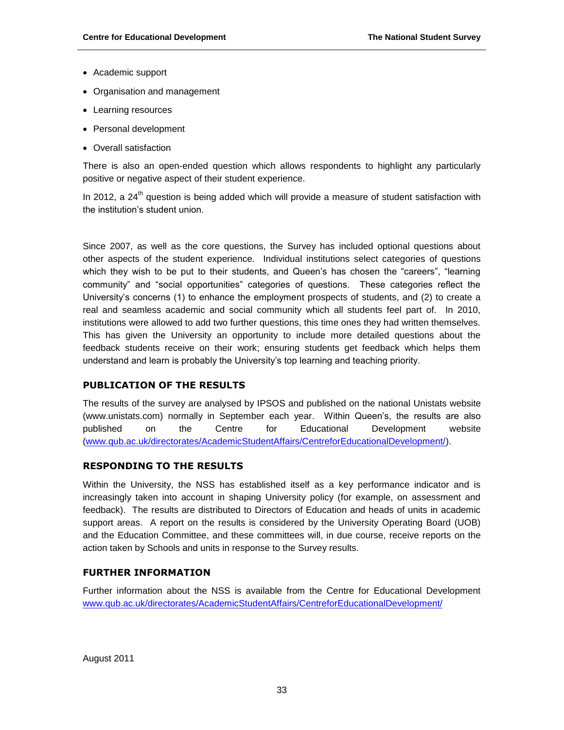- Academic support
- Organisation and management
- Learning resources
- Personal development
- Overall satisfaction

There is also an open-ended question which allows respondents to highlight any particularly positive or negative aspect of their student experience.

In 2012, a 24th question is being added which will provide a measure of student satisfaction with the institution's student union.

Since 2007, as well as the core questions, the Survey has included optional questions about other aspects of the student experience. Individual institutions select categories of questions which they wish to be put to their students, and Queen's has chosen the "careers", "learning community" and "social opportunities" categories of questions. These categories reflect the University's concerns (1) to enhance the employment prospects of students, and (2) to create a real and seamless academic and social community which all students feel part of. In 2010, institutions were allowed to add two further questions, this time ones they had written themselves. This has given the University an opportunity to include more detailed questions about the feedback students receive on their work; ensuring students get feedback which helps them understand and learn is probably the University's top learning and teaching priority.

## PUBLICATION OF THE RESULTS

The results of the survey are analysed by IPSOS and published on the national Unistats website (www.unistats.com) normally in September each year. Within Queen's, the results are also published on the Centre for Educational Development website (www.qub.ac.uk/directorates/AcademicStudentAffairs/CentreforEducationalDevelopment/).

## RESPONDING TO THE RESULTS

Within the University, the NSS has established itself as a key performance indicator and is increasingly taken into account in shaping University policy (for example, on assessment and feedback). The results are distributed to Directors of Education and heads of units in academic support areas. A report on the results is considered by the University Operating Board (UOB) and the Education Committee, and these committees will, in due course, receive reports on the action taken by Schools and units in response to the Survey results.

## FURTHER INFORMATION

Further information about the NSS is available from the Centre for Educational Development www.qub.ac.uk/directorates/AcademicStudentAffairs/CentreforEducationalDevelopment/

August 2011